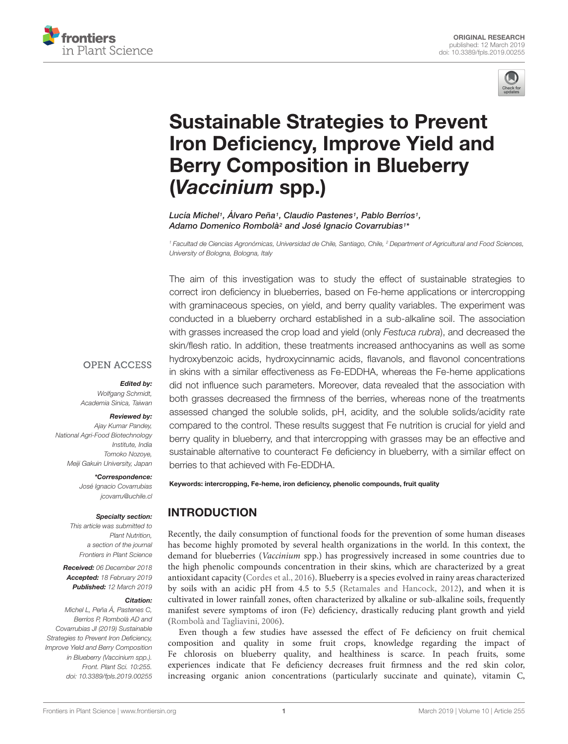ORIGINAL RESEARCH
published: 12 March 2019
doi: 10.3389/fpls.2019.00255

# Sustainable Strategies to Prevent Iron Deficiency, Improve Yield and Berry Composition in Blueberry (*Vaccinium* spp.)

*Lucía Michel[1], Álvaro Peña[1], Claudio Pastenes[1], Pablo Berríos[1], Adamo Domenico Rombolà[2] and José Ignacio Covarrubias[1]\**

[1] Facultad de Ciencias Agronómicas, Universidad de Chile, Santiago, Chile, [2] Department of Agricultural and Food Sciences, University of Bologna, Bologna, Italy

The aim of this investigation was to study the effect of sustainable strategies to correct iron deficiency in blueberries, based on Fe-heme applications or intercropping with graminaceous species, on yield, and berry quality variables. The experiment was conducted in a blueberry orchard established in a sub-alkaline soil. The association with grasses increased the crop load and yield (only *Festuca rubra*), and decreased the skin/flesh ratio. In addition, these treatments increased anthocyanins as well as some hydroxybenzoic acids, hydroxycinnamic acids, flavanols, and flavonol concentrations in skins with a similar effectiveness as Fe-EDDHA, whereas the Fe-heme applications did not influence such parameters. Moreover, data revealed that the association with both grasses decreased the firmness of the berries, whereas none of the treatments assessed changed the soluble solids, pH, acidity, and the soluble solids/acidity rate compared to the control. These results suggest that Fe nutrition is crucial for yield and berry quality in blueberry, and that intercropping with grasses may be an effective and sustainable alternative to counteract Fe deficiency in blueberry, with a similar effect on berries to that achieved with Fe-EDDHA.

**Keywords: intercropping, Fe-heme, iron deficiency, phenolic compounds, fruit quality**

OPEN ACCESS

***Edited by:***
*Wolfgang Schmidt,*
*Academia Sinica, Taiwan*

***Reviewed by:***
*Ajay Kumar Pandey,*
*National Agri-Food Biotechnology Institute, India*
*Tomoko Nozoye,*
*Meiji Gakuin University, Japan*

***\*Correspondence:***
*José Ignacio Covarrubias*
*jcovarru@uchile.cl*

***Specialty section:***
*This article was submitted to Plant Nutrition, a section of the journal Frontiers in Plant Science*

***Received:*** *06 December 2018*
***Accepted:*** *18 February 2019*
***Published:*** *12 March 2019*

***Citation:***
*Michel L, Peña Á, Pastenes C, Berríos P, Rombolà AD and Covarrubias JI (2019) Sustainable Strategies to Prevent Iron Deficiency, Improve Yield and Berry Composition in Blueberry (Vaccinium spp.). Front. Plant Sci. 10:255. doi: 10.3389/fpls.2019.00255*

## INTRODUCTION

Recently, the daily consumption of functional foods for the prevention of some human diseases has become highly promoted by several health organizations in the world. In this context, the demand for blueberries (*Vaccinium* spp.) has progressively increased in some countries due to the high phenolic compounds concentration in their skins, which are characterized by a great antioxidant capacity (Cordes et al., 2016). Blueberry is a species evolved in rainy areas characterized by soils with an acidic pH from 4.5 to 5.5 (Retamales and Hancock, 2012), and when it is cultivated in lower rainfall zones, often characterized by alkaline or sub-alkaline soils, frequently manifest severe symptoms of iron (Fe) deficiency, drastically reducing plant growth and yield (Rombolà and Tagliavini, 2006).

Even though a few studies have assessed the effect of Fe deficiency on fruit chemical composition and quality in some fruit crops, knowledge regarding the impact of Fe chlorosis on blueberry quality, and healthiness is scarce. In peach fruits, some experiences indicate that Fe deficiency decreases fruit firmness and the red skin color, increasing organic anion concentrations (particularly succinate and quinate), vitamin C,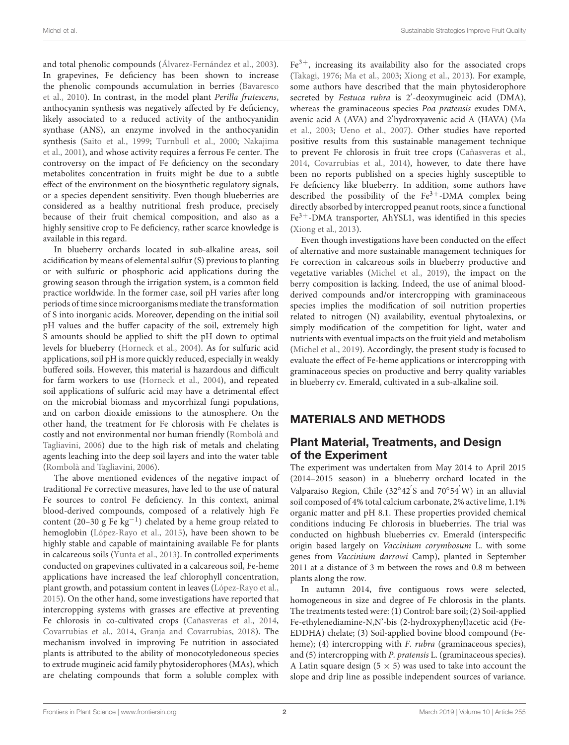and total phenolic compounds (Álvarez-Fernández et al., 2003). In grapevines, Fe deficiency has been shown to increase the phenolic compounds accumulation in berries (Bavaresco et al., 2010). In contrast, in the model plant *Perilla frutescens*, anthocyanin synthesis was negatively affected by Fe deficiency, likely associated to a reduced activity of the anthocyanidin synthase (ANS), an enzyme involved in the anthocyanidin synthesis (Saito et al., 1999; Turnbull et al., 2000; Nakajima et al., 2001), and whose activity requires a ferrous Fe center. The controversy on the impact of Fe deficiency on the secondary metabolites concentration in fruits might be due to a subtle effect of the environment on the biosynthetic regulatory signals, or a species dependent sensitivity. Even though blueberries are considered as a healthy nutritional fresh produce, precisely because of their fruit chemical composition, and also as a highly sensitive crop to Fe deficiency, rather scarce knowledge is available in this regard.

In blueberry orchards located in sub-alkaline areas, soil acidification by means of elemental sulfur (S) previous to planting or with sulfuric or phosphoric acid applications during the growing season through the irrigation system, is a common field practice worldwide. In the former case, soil pH varies after long periods of time since microorganisms mediate the transformation of S into inorganic acids. Moreover, depending on the initial soil pH values and the buffer capacity of the soil, extremely high S amounts should be applied to shift the pH down to optimal levels for blueberry (Horneck et al., 2004). As for sulfuric acid applications, soil pH is more quickly reduced, especially in weakly buffered soils. However, this material is hazardous and difficult for farm workers to use (Horneck et al., 2004), and repeated soil applications of sulfuric acid may have a detrimental effect on the microbial biomass and mycorrhizal fungi populations, and on carbon dioxide emissions to the atmosphere. On the other hand, the treatment for Fe chlorosis with Fe chelates is costly and not environmental nor human friendly (Rombolà and Tagliavini, 2006) due to the high risk of metals and chelating agents leaching into the deep soil layers and into the water table (Rombolà and Tagliavini, 2006).

The above mentioned evidences of the negative impact of traditional Fe corrective measures, have led to the use of natural Fe sources to control Fe deficiency. In this context, animal blood-derived compounds, composed of a relatively high Fe content (20–30 g Fe $kg^{-1}$) chelated by a heme group related to hemoglobin (López-Rayo et al., 2015), have been shown to be highly stable and capable of maintaining available Fe for plants in calcareous soils (Yunta et al., 2013). In controlled experiments conducted on grapevines cultivated in a calcareous soil, Fe-heme applications have increased the leaf chlorophyll concentration, plant growth, and potassium content in leaves (López-Rayo et al., 2015). On the other hand, some investigations have reported that intercropping systems with grasses are effective at preventing Fe chlorosis in co-cultivated crops (Cañasveras et al., 2014, Covarrubias et al., 2014, Granja and Covarrubias, 2018). The mechanism involved in improving Fe nutrition in associated plants is attributed to the ability of monocotyledoneous species to extrude mugineic acid family phytosiderophores (MAs), which are chelating compounds that form a soluble complex with $Fe^{3+}$, increasing its availability also for the associated crops (Takagi, 1976; Ma et al., 2003; Xiong et al., 2013). For example, some authors have described that the main phytosiderophore secreted by *Festuca rubra* is 2′-deoxymugineic acid (DMA), whereas the graminaceous species *Poa pratensis* exudes DMA, avenic acid A (AVA) and 2′hydroxyavenic acid A (HAVA) (Ma et al., 2003; Ueno et al., 2007). Other studies have reported positive results from this sustainable management technique to prevent Fe chlorosis in fruit tree crops (Cañasveras et al., 2014, Covarrubias et al., 2014), however, to date there have been no reports published on a species highly susceptible to Fe deficiency like blueberry. In addition, some authors have described the possibility of the $Fe^{3+}$-DMA complex being directly absorbed by intercropped peanut roots, since a functional $Fe^{3+}$-DMA transporter, AhYSL1, was identified in this species (Xiong et al., 2013).

Even though investigations have been conducted on the effect of alternative and more sustainable management techniques for Fe correction in calcareous soils in blueberry productive and vegetative variables (Michel et al., 2019), the impact on the berry composition is lacking. Indeed, the use of animal blood-derived compounds and/or intercropping with graminaceous species implies the modification of soil nutrition properties related to nitrogen (N) availability, eventual phytoalexins, or simply modification of the competition for light, water and nutrients with eventual impacts on the fruit yield and metabolism (Michel et al., 2019). Accordingly, the present study is focused to evaluate the effect of Fe-heme applications or intercropping with graminaceous species on productive and berry quality variables in blueberry cv. Emerald, cultivated in a sub-alkaline soil.

## MATERIALS AND METHODS

### Plant Material, Treatments, and Design of the Experiment

The experiment was undertaken from May 2014 to April 2015 (2014–2015 season) in a blueberry orchard located in the Valparaiso Region, Chile (32°42′S and 70°54′W) in an alluvial soil composed of 4% total calcium carbonate, 2% active lime, 1.1% organic matter and pH 8.1. These properties provided chemical conditions inducing Fe chlorosis in blueberries. The trial was conducted on highbush blueberries cv. Emerald (interspecific origin based largely on *Vaccinium corymbosum* L. with some genes from *Vaccinium darrowi* Camp), planted in September 2011 at a distance of 3 m between the rows and 0.8 m between plants along the row.

In autumn 2014, five contiguous rows were selected, homogeneous in size and degree of Fe chlorosis in the plants. The treatments tested were: (1) Control: bare soil; (2) Soil-applied Fe-ethylenediamine-N,N'-bis (2-hydroxyphenyl)acetic acid (Fe-EDDHA) chelate; (3) Soil-applied bovine blood compound (Fe-heme); (4) intercropping with *F. rubra* (graminaceous species), and (5) intercropping with *P. pratensis* L. (graminaceous species). A Latin square design (5 × 5) was used to take into account the slope and drip line as possible independent sources of variance.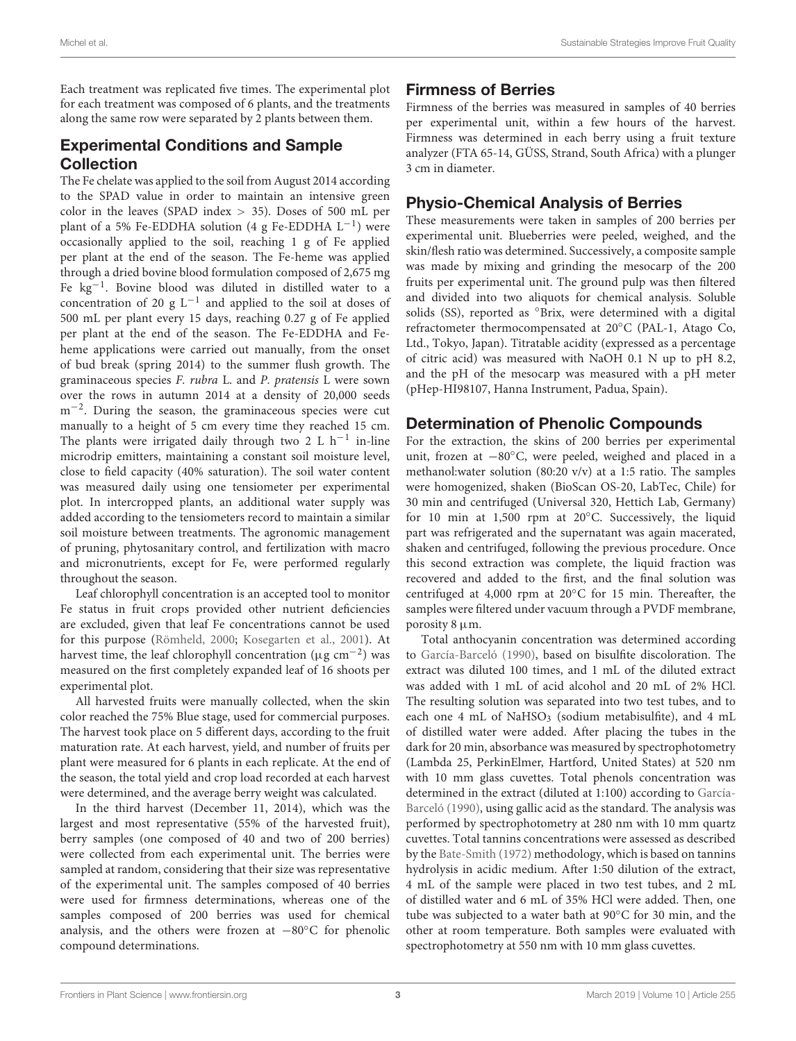Each treatment was replicated five times. The experimental plot for each treatment was composed of 6 plants, and the treatments along the same row were separated by 2 plants between them.

## Experimental Conditions and Sample Collection

The Fe chelate was applied to the soil from August 2014 according to the SPAD value in order to maintain an intensive green color in the leaves (SPAD index > 35). Doses of 500 mL per plant of a 5% Fe-EDDHA solution (4 g Fe-EDDHA $L^{-1}$) were occasionally applied to the soil, reaching 1 g of Fe applied per plant at the end of the season. The Fe-heme was applied through a dried bovine blood formulation composed of 2,675 mg Fe $kg^{-1}$. Bovine blood was diluted in distilled water to a concentration of 20 g $L^{-1}$ and applied to the soil at doses of 500 mL per plant every 15 days, reaching 0.27 g of Fe applied per plant at the end of the season. The Fe-EDDHA and Fe-heme applications were carried out manually, from the onset of bud break (spring 2014) to the summer flush growth. The graminaceous species *F. rubra* L. and *P. pratensis* L were sown over the rows in autumn 2014 at a density of 20,000 seeds $m^{-2}$. During the season, the graminaceous species were cut manually to a height of 5 cm every time they reached 15 cm. The plants were irrigated daily through two 2 L $h^{-1}$ in-line microdrip emitters, maintaining a constant soil moisture level, close to field capacity (40% saturation). The soil water content was measured daily using one tensiometer per experimental plot. In intercropped plants, an additional water supply was added according to the tensiometers record to maintain a similar soil moisture between treatments. The agronomic management of pruning, phytosanitary control, and fertilization with macro and micronutrients, except for Fe, were performed regularly throughout the season.

Leaf chlorophyll concentration is an accepted tool to monitor Fe status in fruit crops provided other nutrient deficiencies are excluded, given that leaf Fe concentrations cannot be used for this purpose (Römheld, 2000; Kosegarten et al., 2001). At harvest time, the leaf chlorophyll concentration (μg $cm^{-2}$) was measured on the first completely expanded leaf of 16 shoots per experimental plot.

All harvested fruits were manually collected, when the skin color reached the 75% Blue stage, used for commercial purposes. The harvest took place on 5 different days, according to the fruit maturation rate. At each harvest, yield, and number of fruits per plant were measured for 6 plants in each replicate. At the end of the season, the total yield and crop load recorded at each harvest were determined, and the average berry weight was calculated.

In the third harvest (December 11, 2014), which was the largest and most representative (55% of the harvested fruit), berry samples (one composed of 40 and two of 200 berries) were collected from each experimental unit. The berries were sampled at random, considering that their size was representative of the experimental unit. The samples composed of 40 berries were used for firmness determinations, whereas one of the samples composed of 200 berries was used for chemical analysis, and the others were frozen at −80°C for phenolic compound determinations.

## Firmness of Berries

Firmness of the berries was measured in samples of 40 berries per experimental unit, within a few hours of the harvest. Firmness was determined in each berry using a fruit texture analyzer (FTA 65-14, GÜSS, Strand, South Africa) with a plunger 3 cm in diameter.

## Physio-Chemical Analysis of Berries

These measurements were taken in samples of 200 berries per experimental unit. Blueberries were peeled, weighed, and the skin/flesh ratio was determined. Successively, a composite sample was made by mixing and grinding the mesocarp of the 200 fruits per experimental unit. The ground pulp was then filtered and divided into two aliquots for chemical analysis. Soluble solids (SS), reported as °Brix, were determined with a digital refractometer thermocompensated at 20°C (PAL-1, Atago Co, Ltd., Tokyo, Japan). Titratable acidity (expressed as a percentage of citric acid) was measured with NaOH 0.1 N up to pH 8.2, and the pH of the mesocarp was measured with a pH meter (pHep-HI98107, Hanna Instrument, Padua, Spain).

## Determination of Phenolic Compounds

For the extraction, the skins of 200 berries per experimental unit, frozen at −80°C, were peeled, weighed and placed in a methanol:water solution (80:20 v/v) at a 1:5 ratio. The samples were homogenized, shaken (BioScan OS-20, LabTec, Chile) for 30 min and centrifuged (Universal 320, Hettich Lab, Germany) for 10 min at 1,500 rpm at 20°C. Successively, the liquid part was refrigerated and the supernatant was again macerated, shaken and centrifuged, following the previous procedure. Once this second extraction was complete, the liquid fraction was recovered and added to the first, and the final solution was centrifuged at 4,000 rpm at 20°C for 15 min. Thereafter, the samples were filtered under vacuum through a PVDF membrane, porosity 8 μm.

Total anthocyanin concentration was determined according to García-Barceló (1990), based on bisulfite discoloration. The extract was diluted 100 times, and 1 mL of the diluted extract was added with 1 mL of acid alcohol and 20 mL of 2% HCl. The resulting solution was separated into two test tubes, and to each one 4 mL of $NaHSO_3$ (sodium metabisulfite), and 4 mL of distilled water were added. After placing the tubes in the dark for 20 min, absorbance was measured by spectrophotometry (Lambda 25, PerkinElmer, Hartford, United States) at 520 nm with 10 mm glass cuvettes. Total phenols concentration was determined in the extract (diluted at 1:100) according to García-Barceló (1990), using gallic acid as the standard. The analysis was performed by spectrophotometry at 280 nm with 10 mm quartz cuvettes. Total tannins concentrations were assessed as described by the Bate-Smith (1972) methodology, which is based on tannins hydrolysis in acidic medium. After 1:50 dilution of the extract, 4 mL of the sample were placed in two test tubes, and 2 mL of distilled water and 6 mL of 35% HCl were added. Then, one tube was subjected to a water bath at 90°C for 30 min, and the other at room temperature. Both samples were evaluated with spectrophotometry at 550 nm with 10 mm glass cuvettes.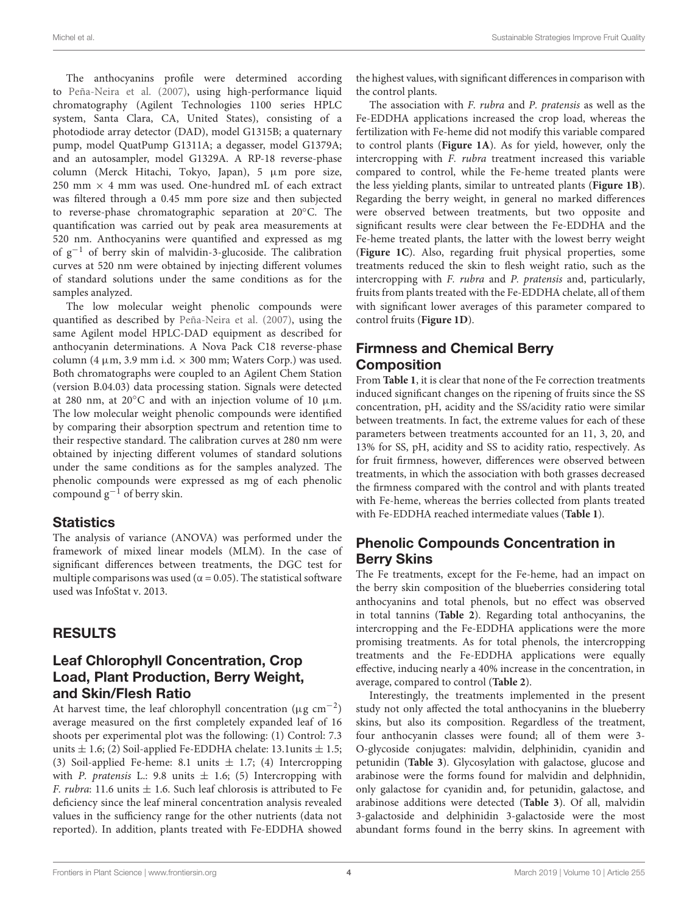The anthocyanins profile were determined according to Peña-Neira et al. (2007), using high-performance liquid chromatography (Agilent Technologies 1100 series HPLC system, Santa Clara, CA, United States), consisting of a photodiode array detector (DAD), model G1315B; a quaternary pump, model QuatPump G1311A; a degasser, model G1379A; and an autosampler, model G1329A. A RP-18 reverse-phase column (Merck Hitachi, Tokyo, Japan), 5 μm pore size, 250 mm × 4 mm was used. One-hundred mL of each extract was filtered through a 0.45 mm pore size and then subjected to reverse-phase chromatographic separation at 20°C. The quantification was carried out by peak area measurements at 520 nm. Anthocyanins were quantified and expressed as mg of $g^{-1}$ of berry skin of malvidin-3-glucoside. The calibration curves at 520 nm were obtained by injecting different volumes of standard solutions under the same conditions as for the samples analyzed.

The low molecular weight phenolic compounds were quantified as described by Peña-Neira et al. (2007), using the same Agilent model HPLC-DAD equipment as described for anthocyanin determinations. A Nova Pack C18 reverse-phase column (4 μm, 3.9 mm i.d. × 300 mm; Waters Corp.) was used. Both chromatographs were coupled to an Agilent Chem Station (version B.04.03) data processing station. Signals were detected at 280 nm, at 20°C and with an injection volume of 10 μm. The low molecular weight phenolic compounds were identified by comparing their absorption spectrum and retention time to their respective standard. The calibration curves at 280 nm were obtained by injecting different volumes of standard solutions under the same conditions as for the samples analyzed. The phenolic compounds were expressed as mg of each phenolic compound $g^{-1}$ of berry skin.

## Statistics

The analysis of variance (ANOVA) was performed under the framework of mixed linear models (MLM). In the case of significant differences between treatments, the DGC test for multiple comparisons was used ($\alpha = 0.05$). The statistical software used was InfoStat v. 2013.

# RESULTS

## Leaf Chlorophyll Concentration, Crop Load, Plant Production, Berry Weight, and Skin/Flesh Ratio

At harvest time, the leaf chlorophyll concentration ($\mu g\ cm^{-2}$) average measured on the first completely expanded leaf of 16 shoots per experimental plot was the following: (1) Control: 7.3 units ± 1.6; (2) Soil-applied Fe-EDDHA chelate: 13.1units ± 1.5; (3) Soil-applied Fe-heme: 8.1 units ± 1.7; (4) Intercropping with *P. pratensis* L.: 9.8 units ± 1.6; (5) Intercropping with *F. rubra*: 11.6 units ± 1.6. Such leaf chlorosis is attributed to Fe deficiency since the leaf mineral concentration analysis revealed values in the sufficiency range for the other nutrients (data not reported). In addition, plants treated with Fe-EDDHA showed the highest values, with significant differences in comparison with the control plants.

The association with *F. rubra* and *P. pratensis* as well as the Fe-EDDHA applications increased the crop load, whereas the fertilization with Fe-heme did not modify this variable compared to control plants (**Figure 1A**). As for yield, however, only the intercropping with *F. rubra* treatment increased this variable compared to control, while the Fe-heme treated plants were the less yielding plants, similar to untreated plants (**Figure 1B**). Regarding the berry weight, in general no marked differences were observed between treatments, but two opposite and significant results were clear between the Fe-EDDHA and the Fe-heme treated plants, the latter with the lowest berry weight (**Figure 1C**). Also, regarding fruit physical properties, some treatments reduced the skin to flesh weight ratio, such as the intercropping with *F. rubra* and *P. pratensis* and, particularly, fruits from plants treated with the Fe-EDDHA chelate, all of them with significant lower averages of this parameter compared to control fruits (**Figure 1D**).

## Firmness and Chemical Berry Composition

From **Table 1**, it is clear that none of the Fe correction treatments induced significant changes on the ripening of fruits since the SS concentration, pH, acidity and the SS/acidity ratio were similar between treatments. In fact, the extreme values for each of these parameters between treatments accounted for an 11, 3, 20, and 13% for SS, pH, acidity and SS to acidity ratio, respectively. As for fruit firmness, however, differences were observed between treatments, in which the association with both grasses decreased the firmness compared with the control and with plants treated with Fe-heme, whereas the berries collected from plants treated with Fe-EDDHA reached intermediate values (**Table 1**).

## Phenolic Compounds Concentration in Berry Skins

The Fe treatments, except for the Fe-heme, had an impact on the berry skin composition of the blueberries considering total anthocyanins and total phenols, but no effect was observed in total tannins (**Table 2**). Regarding total anthocyanins, the intercropping and the Fe-EDDHA applications were the more promising treatments. As for total phenols, the intercropping treatments and the Fe-EDDHA applications were equally effective, inducing nearly a 40% increase in the concentration, in average, compared to control (**Table 2**).

Interestingly, the treatments implemented in the present study not only affected the total anthocyanins in the blueberry skins, but also its composition. Regardless of the treatment, four anthocyanin classes were found; all of them were 3-O-glycoside conjugates: malvidin, delphinidin, cyanidin and petunidin (**Table 3**). Glycosylation with galactose, glucose and arabinose were the forms found for malvidin and delphnidin, only galactose for cyanidin and, for petunidin, galactose, and arabinose additions were detected (**Table 3**). Of all, malvidin 3-galactoside and delphinidin 3-galactoside were the most abundant forms found in the berry skins. In agreement with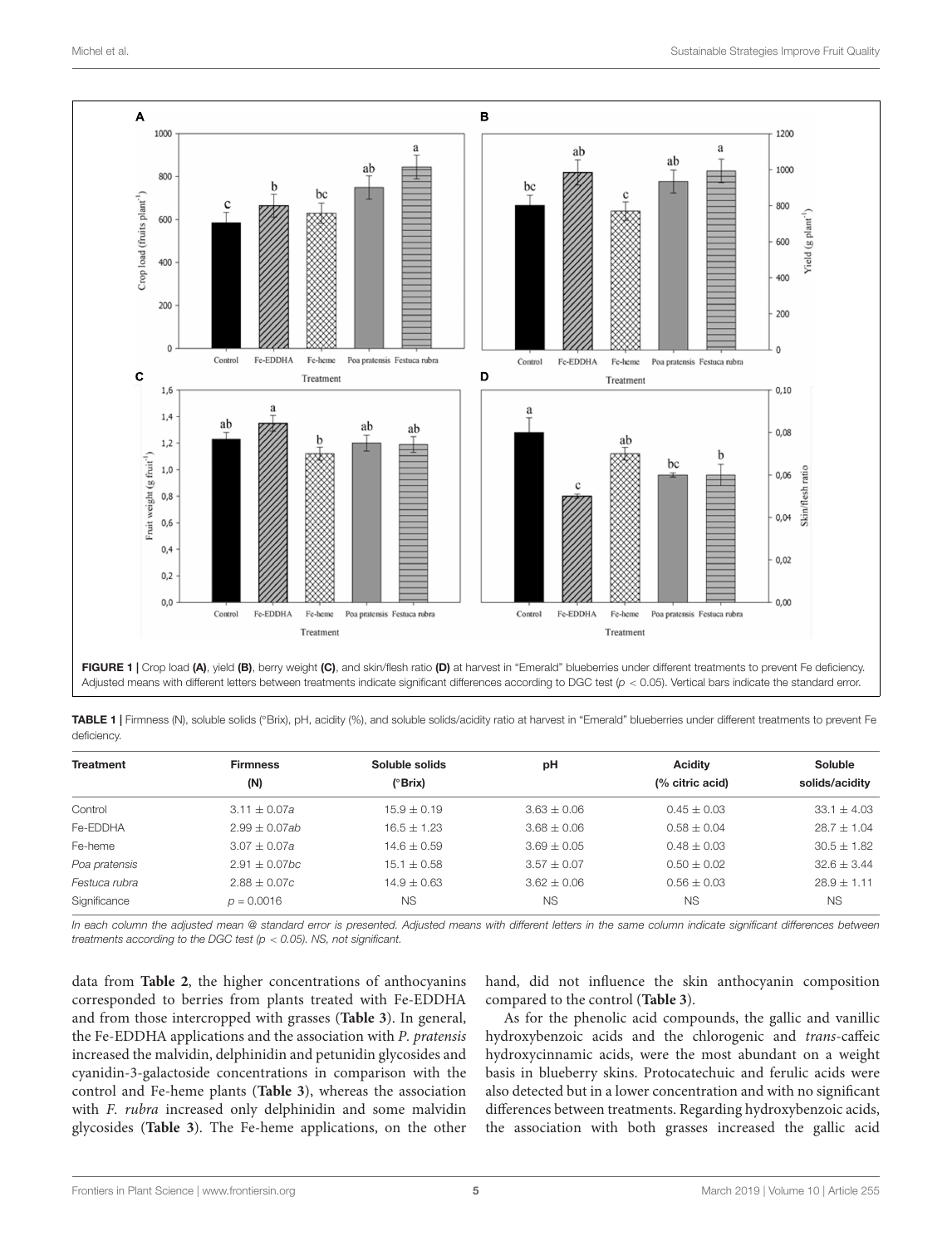A

Crop load (fruits plant$^{-1}$)

1000
800
600
400
200
0

c
b
bc
ab
a

Control Fe-EDDHA Fe-heme Poa pratensis Festuca rubra

Treatment

B

Yield (g plant$^{-1}$)

1200
1000
800
600
400
200
0

bc
ab
c
ab
a

Control Fe-EDDHA Fe-heme Poa pratensis Festuca rubra

Treatment

C

Fruit weight (g fruit$^{-1}$)

1,6
1,4
1,2
1,0
0,8
0,6
0,4
0,2
0,0

ab
a
b
ab
ab

Control Fe-EDDHA Fe-heme Poa pratensis Festuca rubra

Treatment

D

Skin/flesh ratio

0,10
0,08
0,06
0,04
0,02
0,00

a
c
ab
bc
b

Control Fe-EDDHA Fe-heme Poa pratensis Festuca rubra

Treatment

**FIGURE 1 |** Crop load **(A)**, yield **(B)**, berry weight **(C)**, and skin/flesh ratio **(D)** at harvest in "Emerald" blueberries under different treatments to prevent Fe deficiency. Adjusted means with different letters between treatments indicate significant differences according to DGC test ($p < 0.05$). Vertical bars indicate the standard error.

**TABLE 1 |** Firmness (N), soluble solids (°Brix), pH, acidity (%), and soluble solids/acidity ratio at harvest in "Emerald" blueberries under different treatments to prevent Fe deficiency.

| Treatment | Firmness (N) | Soluble solids (°Brix) | pH | Acidity (% citric acid) | Soluble solids/acidity |
|---|---|---|---|---|---|
| Control | 3.11 ± 0.07*a* | 15.9 ± 0.19 | 3.63 ± 0.06 | 0.45 ± 0.03 | 33.1 ± 4.03 |
| Fe-EDDHA | 2.99 ± 0.07*ab* | 16.5 ± 1.23 | 3.68 ± 0.06 | 0.58 ± 0.04 | 28.7 ± 1.04 |
| Fe-heme | 3.07 ± 0.07*a* | 14.6 ± 0.59 | 3.69 ± 0.05 | 0.48 ± 0.03 | 30.5 ± 1.82 |
| *Poa pratensis* | 2.91 ± 0.07*bc* | 15.1 ± 0.58 | 3.57 ± 0.07 | 0.50 ± 0.02 | 32.6 ± 3.44 |
| *Festuca rubra* | 2.88 ± 0.07*c* | 14.9 ± 0.63 | 3.62 ± 0.06 | 0.56 ± 0.03 | 28.9 ± 1.11 |
| Significance | $p = 0.0016$ | NS | NS | NS | NS |

*In each column the adjusted mean @ standard error is presented. Adjusted means with different letters in the same column indicate significant differences between treatments according to the DGC test ($p < 0.05$). NS, not significant.*

data from **Table 2**, the higher concentrations of anthocyanins corresponded to berries from plants treated with Fe-EDDHA and from those intercropped with grasses (**Table 3**). In general, the Fe-EDDHA applications and the association with *P. pratensis* increased the malvidin, delphinidin and petunidin glycosides and cyanidin-3-galactoside concentrations in comparison with the control and Fe-heme plants (**Table 3**), whereas the association with *F. rubra* increased only delphinidin and some malvidin glycosides (**Table 3**). The Fe-heme applications, on the other hand, did not influence the skin anthocyanin composition compared to the control (**Table 3**).

As for the phenolic acid compounds, the gallic and vanillic hydroxybenzoic acids and the chlorogenic and *trans*-caffeic hydroxycinnamic acids, were the most abundant on a weight basis in blueberry skins. Protocatechuic and ferulic acids were also detected but in a lower concentration and with no significant differences between treatments. Regarding hydroxybenzoic acids, the association with both grasses increased the gallic acid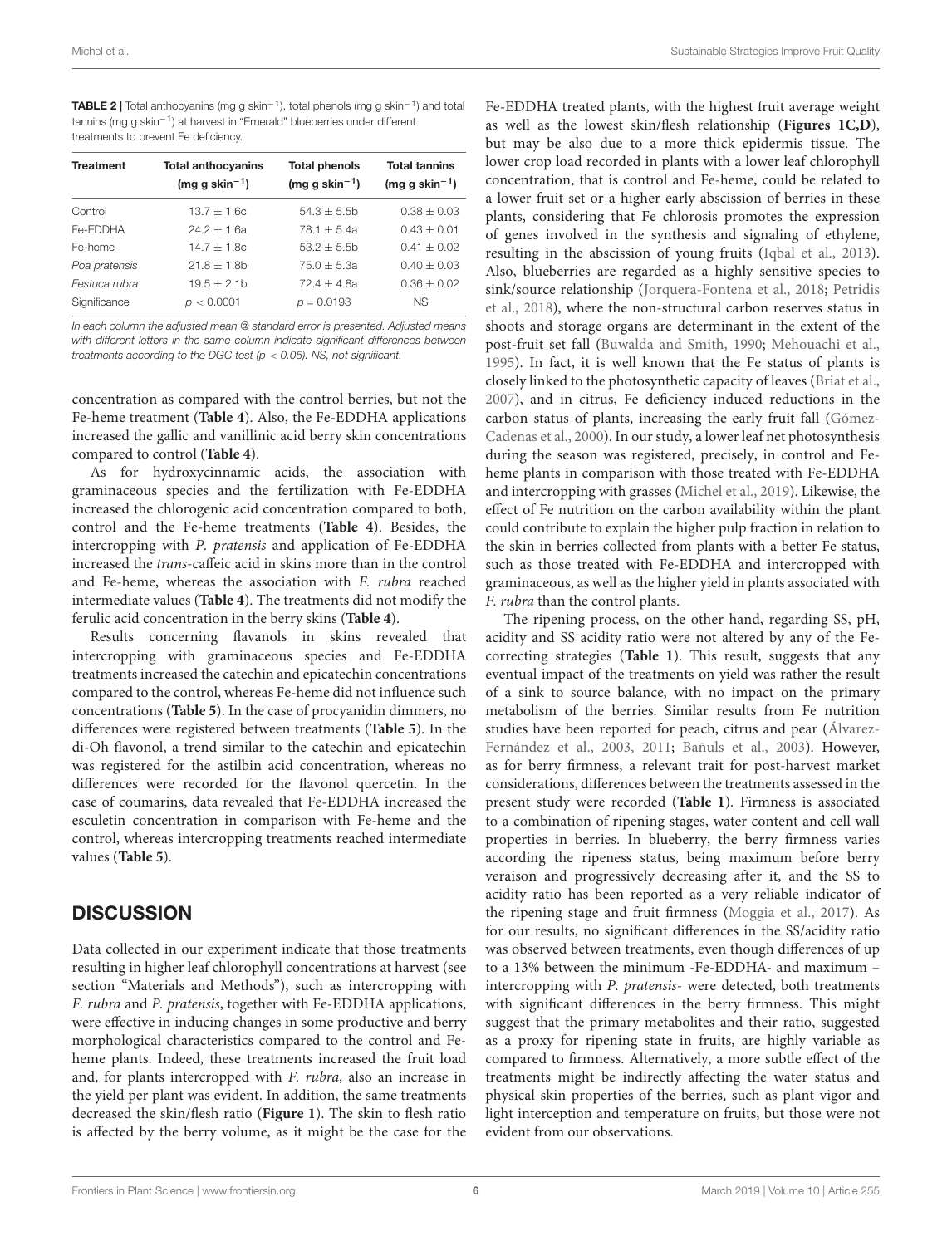**TABLE 2 |** Total anthocyanins (mg g skin$^{-1}$), total phenols (mg g skin$^{-1}$) and total tannins (mg g skin$^{-1}$) at harvest in "Emerald" blueberries under different treatments to prevent Fe deficiency.

| Treatment | Total anthocyanins (mg g skin$^{-1}$) | Total phenols (mg g skin$^{-1}$) | Total tannins (mg g skin$^{-1}$) |
|---|---|---|---|
| Control | 13.7 ± 1.6c | 54.3 ± 5.5b | 0.38 ± 0.03 |
| Fe-EDDHA | 24.2 ± 1.6a | 78.1 ± 5.4a | 0.43 ± 0.01 |
| Fe-heme | 14.7 ± 1.8c | 53.2 ± 5.5b | 0.41 ± 0.02 |
| *Poa pratensis* | 21.8 ± 1.8b | 75.0 ± 5.3a | 0.40 ± 0.03 |
| *Festuca rubra* | 19.5 ± 2.1b | 72.4 ± 4.8a | 0.36 ± 0.02 |
| Significance | $p < 0.0001$ | $p = 0.0193$ | NS |

*In each column the adjusted mean @ standard error is presented. Adjusted means with different letters in the same column indicate significant differences between treatments according to the DGC test ($p < 0.05$). NS, not significant.*

concentration as compared with the control berries, but not the Fe-heme treatment (**Table 4**). Also, the Fe-EDDHA applications increased the gallic and vanillinic acid berry skin concentrations compared to control (**Table 4**).

As for hydroxycinnamic acids, the association with graminaceous species and the fertilization with Fe-EDDHA increased the chlorogenic acid concentration compared to both, control and the Fe-heme treatments (**Table 4**). Besides, the intercropping with *P. pratensis* and application of Fe-EDDHA increased the *trans*-caffeic acid in skins more than in the control and Fe-heme, whereas the association with *F. rubra* reached intermediate values (**Table 4**). The treatments did not modify the ferulic acid concentration in the berry skins (**Table 4**).

Results concerning flavanols in skins revealed that intercropping with graminaceous species and Fe-EDDHA treatments increased the catechin and epicatechin concentrations compared to the control, whereas Fe-heme did not influence such concentrations (**Table 5**). In the case of procyanidin dimmers, no differences were registered between treatments (**Table 5**). In the di-Oh flavonol, a trend similar to the catechin and epicatechin was registered for the astilbin acid concentration, whereas no differences were recorded for the flavonol quercetin. In the case of coumarins, data revealed that Fe-EDDHA increased the esculetin concentration in comparison with Fe-heme and the control, whereas intercropping treatments reached intermediate values (**Table 5**).

## DISCUSSION

Data collected in our experiment indicate that those treatments resulting in higher leaf chlorophyll concentrations at harvest (see section "Materials and Methods"), such as intercropping with *F. rubra* and *P. pratensis*, together with Fe-EDDHA applications, were effective in inducing changes in some productive and berry morphological characteristics compared to the control and Fe-heme plants. Indeed, these treatments increased the fruit load and, for plants intercropped with *F. rubra*, also an increase in the yield per plant was evident. In addition, the same treatments decreased the skin/flesh ratio (**Figure 1**). The skin to flesh ratio is affected by the berry volume, as it might be the case for the Fe-EDDHA treated plants, with the highest fruit average weight as well as the lowest skin/flesh relationship (**Figures 1C,D**), but may be also due to a more thick epidermis tissue. The lower crop load recorded in plants with a lower leaf chlorophyll concentration, that is control and Fe-heme, could be related to a lower fruit set or a higher early abscission of berries in these plants, considering that Fe chlorosis promotes the expression of genes involved in the synthesis and signaling of ethylene, resulting in the abscission of young fruits (Iqbal et al., 2013). Also, blueberries are regarded as a highly sensitive species to sink/source relationship (Jorquera-Fontena et al., 2018; Petridis et al., 2018), where the non-structural carbon reserves status in shoots and storage organs are determinant in the extent of the post-fruit set fall (Buwalda and Smith, 1990; Mehouachi et al., 1995). In fact, it is well known that the Fe status of plants is closely linked to the photosynthetic capacity of leaves (Briat et al., 2007), and in citrus, Fe deficiency induced reductions in the carbon status of plants, increasing the early fruit fall (Gómez-Cadenas et al., 2000). In our study, a lower leaf net photosynthesis during the season was registered, precisely, in control and Fe-heme plants in comparison with those treated with Fe-EDDHA and intercropping with grasses (Michel et al., 2019). Likewise, the effect of Fe nutrition on the carbon availability within the plant could contribute to explain the higher pulp fraction in relation to the skin in berries collected from plants with a better Fe status, such as those treated with Fe-EDDHA and intercropped with graminaceous, as well as the higher yield in plants associated with *F. rubra* than the control plants.

The ripening process, on the other hand, regarding SS, pH, acidity and SS acidity ratio were not altered by any of the Fe-correcting strategies (**Table 1**). This result, suggests that any eventual impact of the treatments on yield was rather the result of a sink to source balance, with no impact on the primary metabolism of the berries. Similar results from Fe nutrition studies have been reported for peach, citrus and pear (Álvarez-Fernández et al., 2003, 2011; Bañuls et al., 2003). However, as for berry firmness, a relevant trait for post-harvest market considerations, differences between the treatments assessed in the present study were recorded (**Table 1**). Firmness is associated to a combination of ripening stages, water content and cell wall properties in berries. In blueberry, the berry firmness varies according the ripeness status, being maximum before berry veraison and progressively decreasing after it, and the SS to acidity ratio has been reported as a very reliable indicator of the ripening stage and fruit firmness (Moggia et al., 2017). As for our results, no significant differences in the SS/acidity ratio was observed between treatments, even though differences of up to a 13% between the minimum -Fe-EDDHA- and maximum – intercropping with *P. pratensis*- were detected, both treatments with significant differences in the berry firmness. This might suggest that the primary metabolites and their ratio, suggested as a proxy for ripening state in fruits, are highly variable as compared to firmness. Alternatively, a more subtle effect of the treatments might be indirectly affecting the water status and physical skin properties of the berries, such as plant vigor and light interception and temperature on fruits, but those were not evident from our observations.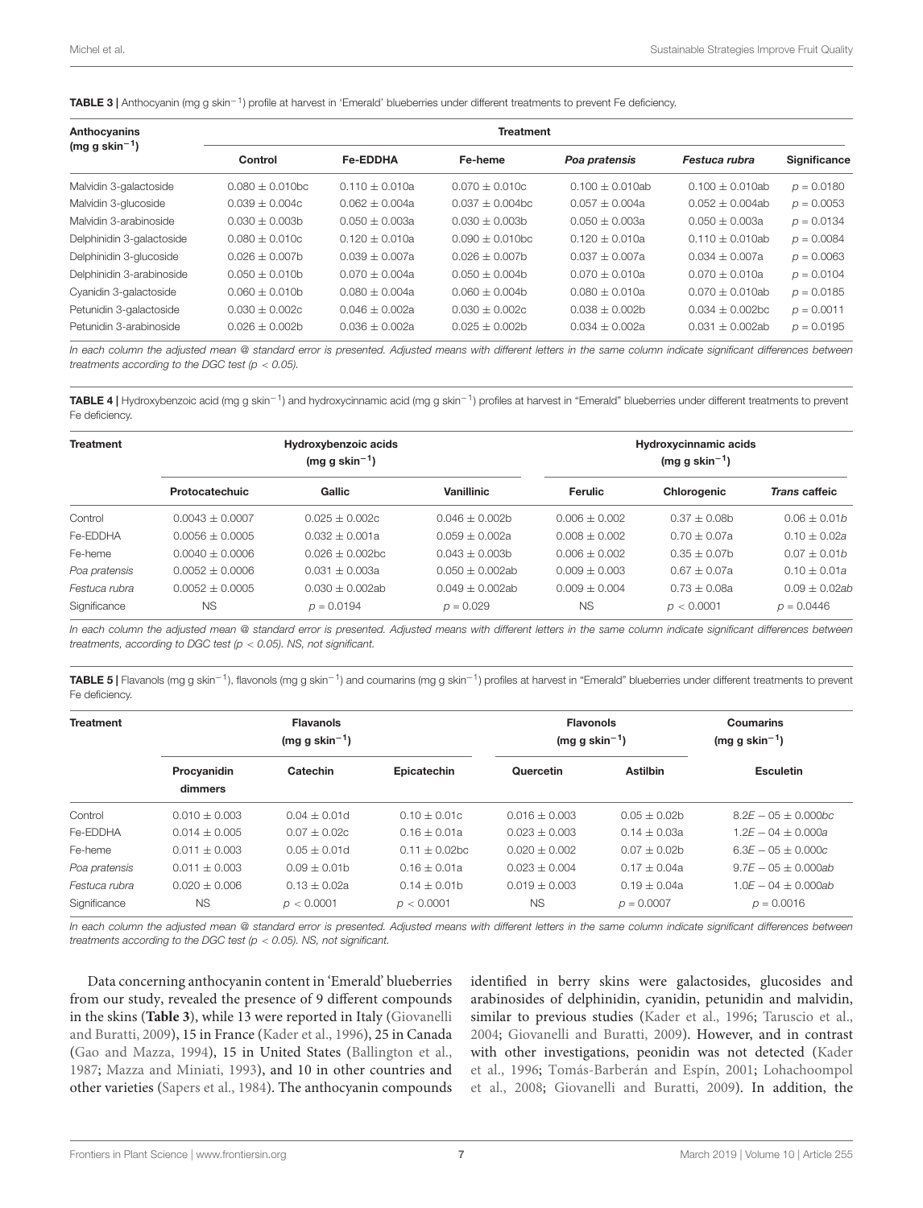**TABLE 3 |** Anthocyanin (mg g skin$^{-1}$) profile at harvest in 'Emerald' blueberries under different treatments to prevent Fe deficiency.

| Anthocyanins (mg g skin$^{-1}$) | Treatment | | | | | |
|---|---|---|---|---|---|---|
| | Control | Fe-EDDHA | Fe-heme | *Poa pratensis* | *Festuca rubra* | Significance |
| Malvidin 3-galactoside | 0.080 ± 0.010bc | 0.110 ± 0.010a | 0.070 ± 0.010c | 0.100 ± 0.010ab | 0.100 ± 0.010ab | $p = 0.0180$ |
| Malvidin 3-glucoside | 0.039 ± 0.004c | 0.062 ± 0.004a | 0.037 ± 0.004bc | 0.057 ± 0.004a | 0.052 ± 0.004ab | $p = 0.0053$ |
| Malvidin 3-arabinoside | 0.030 ± 0.003b | 0.050 ± 0.003a | 0.030 ± 0.003b | 0.050 ± 0.003a | 0.050 ± 0.003a | $p = 0.0134$ |
| Delphinidin 3-galactoside | 0.080 ± 0.010c | 0.120 ± 0.010a | 0.090 ± 0.010bc | 0.120 ± 0.010a | 0.110 ± 0.010ab | $p = 0.0084$ |
| Delphinidin 3-glucoside | 0.026 ± 0.007b | 0.039 ± 0.007a | 0.026 ± 0.007b | 0.037 ± 0.007a | 0.034 ± 0.007a | $p = 0.0063$ |
| Delphinidin 3-arabinoside | 0.050 ± 0.010b | 0.070 ± 0.004a | 0.050 ± 0.004b | 0.070 ± 0.010a | 0.070 ± 0.010a | $p = 0.0104$ |
| Cyanidin 3-galactoside | 0.060 ± 0.010b | 0.080 ± 0.004a | 0.060 ± 0.004b | 0.080 ± 0.010a | 0.070 ± 0.010ab | $p = 0.0185$ |
| Petunidin 3-galactoside | 0.030 ± 0.002c | 0.046 ± 0.002a | 0.030 ± 0.002c | 0.038 ± 0.002b | 0.034 ± 0.002bc | $p = 0.0011$ |
| Petunidin 3-arabinoside | 0.026 ± 0.002b | 0.036 ± 0.002a | 0.025 ± 0.002b | 0.034 ± 0.002a | 0.031 ± 0.002ab | $p = 0.0195$ |

*In each column the adjusted mean @ standard error is presented. Adjusted means with different letters in the same column indicate significant differences between treatments according to the DGC test ($p < 0.05$).*

**TABLE 4 |** Hydroxybenzoic acid (mg g skin$^{-1}$) and hydroxycinnamic acid (mg g skin$^{-1}$) profiles at harvest in "Emerald" blueberries under different treatments to prevent Fe deficiency.

| Treatment | Hydroxybenzoic acids (mg g skin$^{-1}$) | | | Hydroxycinnamic acids (mg g skin$^{-1}$) | | |
|---|---|---|---|---|---|---|
| | Protocatechuic | Gallic | Vanillinic | Ferulic | Chlorogenic | *Trans* caffeic |
| Control | 0.0043 ± 0.0007 | 0.025 ± 0.002c | 0.046 ± 0.002b | 0.006 ± 0.002 | 0.37 ± 0.08b | 0.06 ± 0.01*b* |
| Fe-EDDHA | 0.0056 ± 0.0005 | 0.032 ± 0.001a | 0.059 ± 0.002a | 0.008 ± 0.002 | 0.70 ± 0.07a | 0.10 ± 0.02*a* |
| Fe-heme | 0.0040 ± 0.0006 | 0.026 ± 0.002bc | 0.043 ± 0.003b | 0.006 ± 0.002 | 0.35 ± 0.07b | 0.07 ± 0.01*b* |
| *Poa pratensis* | 0.0052 ± 0.0006 | 0.031 ± 0.003a | 0.050 ± 0.002ab | 0.009 ± 0.003 | 0.67 ± 0.07a | 0.10 ± 0.01*a* |
| *Festuca rubra* | 0.0052 ± 0.0005 | 0.030 ± 0.002ab | 0.049 ± 0.002ab | 0.009 ± 0.004 | 0.73 ± 0.08a | 0.09 ± 0.02*ab* |
| Significance | NS | $p = 0.0194$ | $p = 0.029$ | NS | $p < 0.0001$ | $p = 0.0446$ |

*In each column the adjusted mean @ standard error is presented. Adjusted means with different letters in the same column indicate significant differences between treatments, according to DGC test ($p < 0.05$). NS, not significant.*

**TABLE 5 |** Flavanols (mg g skin$^{-1}$), flavonols (mg g skin$^{-1}$) and coumarins (mg g skin$^{-1}$) profiles at harvest in "Emerald" blueberries under different treatments to prevent Fe deficiency.

| Treatment | Flavanols (mg g skin$^{-1}$) | | | Flavonols (mg g skin$^{-1}$) | | Coumarins (mg g skin$^{-1}$) |
|---|---|---|---|---|---|---|
| | Procyanidin dimmers | Catechin | Epicatechin | Quercetin | Astilbin | Esculetin |
| Control | 0.010 ± 0.003 | 0.04 ± 0.01d | 0.10 ± 0.01c | 0.016 ± 0.003 | 0.05 ± 0.02b | 8.2*E* − 05 ± 0.000*bc* |
| Fe-EDDHA | 0.014 ± 0.005 | 0.07 ± 0.02c | 0.16 ± 0.01a | 0.023 ± 0.003 | 0.14 ± 0.03a | 1.2*E* − 04 ± 0.000*a* |
| Fe-heme | 0.011 ± 0.003 | 0.05 ± 0.01d | 0.11 ± 0.02bc | 0.020 ± 0.002 | 0.07 ± 0.02b | 6.3*E* − 05 ± 0.000*c* |
| *Poa pratensis* | 0.011 ± 0.003 | 0.09 ± 0.01b | 0.16 ± 0.01a | 0.023 ± 0.004 | 0.17 ± 0.04a | 9.7*E* − 05 ± 0.000*ab* |
| *Festuca rubra* | 0.020 ± 0.006 | 0.13 ± 0.02a | 0.14 ± 0.01b | 0.019 ± 0.003 | 0.19 ± 0.04a | 1.0*E* − 04 ± 0.000*ab* |
| Significance | NS | $p < 0.0001$ | $p < 0.0001$ | NS | $p = 0.0007$ | $p = 0.0016$ |

*In each column the adjusted mean @ standard error is presented. Adjusted means with different letters in the same column indicate significant differences between treatments according to the DGC test ($p < 0.05$). NS, not significant.*

Data concerning anthocyanin content in 'Emerald' blueberries from our study, revealed the presence of 9 different compounds in the skins (**Table 3**), while 13 were reported in Italy (Giovanelli and Buratti, 2009), 15 in France (Kader et al., 1996), 25 in Canada (Gao and Mazza, 1994), 15 in United States (Ballington et al., 1987; Mazza and Miniati, 1993), and 10 in other countries and other varieties (Sapers et al., 1984). The anthocyanin compounds identified in berry skins were galactosides, glucosides and arabinosides of delphinidin, cyanidin, petunidin and malvidin, similar to previous studies (Kader et al., 1996; Taruscio et al., 2004; Giovanelli and Buratti, 2009). However, and in contrast with other investigations, peonidin was not detected (Kader et al., 1996; Tomás-Barberán and Espín, 2001; Lohachoompol et al., 2008; Giovanelli and Buratti, 2009). In addition, the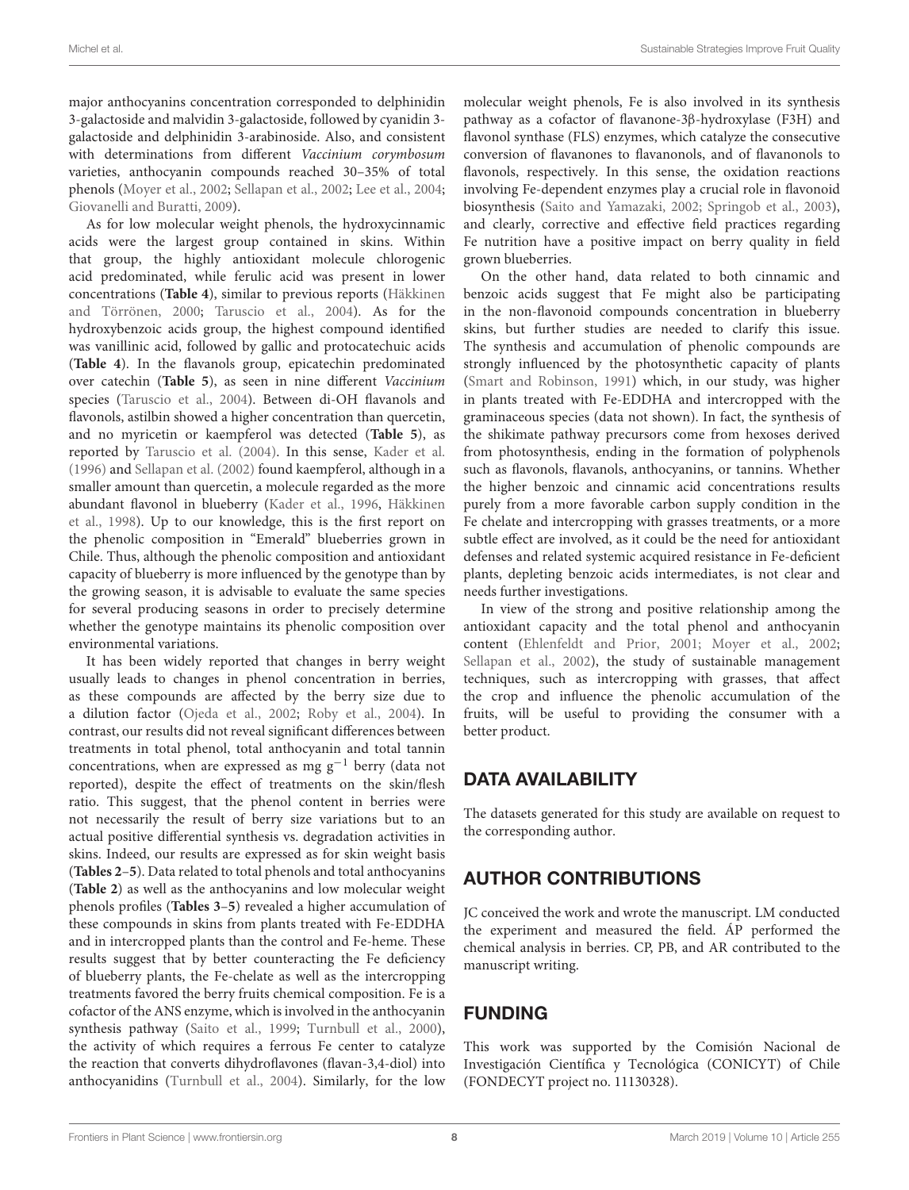major anthocyanins concentration corresponded to delphinidin 3-galactoside and malvidin 3-galactoside, followed by cyanidin 3-galactoside and delphinidin 3-arabinoside. Also, and consistent with determinations from different *Vaccinium corymbosum* varieties, anthocyanin compounds reached 30–35% of total phenols (Moyer et al., 2002; Sellapan et al., 2002; Lee et al., 2004; Giovanelli and Buratti, 2009).

As for low molecular weight phenols, the hydroxycinnamic acids were the largest group contained in skins. Within that group, the highly antioxidant molecule chlorogenic acid predominated, while ferulic acid was present in lower concentrations (**Table 4**), similar to previous reports (Häkkinen and Törrönen, 2000; Taruscio et al., 2004). As for the hydroxybenzoic acids group, the highest compound identified was vanillinic acid, followed by gallic and protocatechuic acids (**Table 4**). In the flavanols group, epicatechin predominated over catechin (**Table 5**), as seen in nine different *Vaccinium* species (Taruscio et al., 2004). Between di-OH flavanols and flavonols, astilbin showed a higher concentration than quercetin, and no myricetin or kaempferol was detected (**Table 5**), as reported by Taruscio et al. (2004). In this sense, Kader et al. (1996) and Sellapan et al. (2002) found kaempferol, although in a smaller amount than quercetin, a molecule regarded as the more abundant flavonol in blueberry (Kader et al., 1996, Häkkinen et al., 1998). Up to our knowledge, this is the first report on the phenolic composition in "Emerald" blueberries grown in Chile. Thus, although the phenolic composition and antioxidant capacity of blueberry is more influenced by the genotype than by the growing season, it is advisable to evaluate the same species for several producing seasons in order to precisely determine whether the genotype maintains its phenolic composition over environmental variations.

It has been widely reported that changes in berry weight usually leads to changes in phenol concentration in berries, as these compounds are affected by the berry size due to a dilution factor (Ojeda et al., 2002; Roby et al., 2004). In contrast, our results did not reveal significant differences between treatments in total phenol, total anthocyanin and total tannin concentrations, when are expressed as mg $g^{-1}$ berry (data not reported), despite the effect of treatments on the skin/flesh ratio. This suggest, that the phenol content in berries were not necessarily the result of berry size variations but to an actual positive differential synthesis vs. degradation activities in skins. Indeed, our results are expressed as for skin weight basis (**Tables 2**–**5**). Data related to total phenols and total anthocyanins (**Table 2**) as well as the anthocyanins and low molecular weight phenols profiles (**Tables 3**–**5**) revealed a higher accumulation of these compounds in skins from plants treated with Fe-EDDHA and in intercropped plants than the control and Fe-heme. These results suggest that by better counteracting the Fe deficiency of blueberry plants, the Fe-chelate as well as the intercropping treatments favored the berry fruits chemical composition. Fe is a cofactor of the ANS enzyme, which is involved in the anthocyanin synthesis pathway (Saito et al., 1999; Turnbull et al., 2000), the activity of which requires a ferrous Fe center to catalyze the reaction that converts dihydroflavones (flavan-3,4-diol) into anthocyanidins (Turnbull et al., 2004). Similarly, for the low molecular weight phenols, Fe is also involved in its synthesis pathway as a cofactor of flavanone-3β-hydroxylase (F3H) and flavonol synthase (FLS) enzymes, which catalyze the consecutive conversion of flavanones to flavanonols, and of flavanonols to flavonols, respectively. In this sense, the oxidation reactions involving Fe-dependent enzymes play a crucial role in flavonoid biosynthesis (Saito and Yamazaki, 2002; Springob et al., 2003), and clearly, corrective and effective field practices regarding Fe nutrition have a positive impact on berry quality in field grown blueberries.

On the other hand, data related to both cinnamic and benzoic acids suggest that Fe might also be participating in the non-flavonoid compounds concentration in blueberry skins, but further studies are needed to clarify this issue. The synthesis and accumulation of phenolic compounds are strongly influenced by the photosynthetic capacity of plants (Smart and Robinson, 1991) which, in our study, was higher in plants treated with Fe-EDDHA and intercropped with the graminaceous species (data not shown). In fact, the synthesis of the shikimate pathway precursors come from hexoses derived from photosynthesis, ending in the formation of polyphenols such as flavonols, flavanols, anthocyanins, or tannins. Whether the higher benzoic and cinnamic acid concentrations results purely from a more favorable carbon supply condition in the Fe chelate and intercropping with grasses treatments, or a more subtle effect are involved, as it could be the need for antioxidant defenses and related systemic acquired resistance in Fe-deficient plants, depleting benzoic acids intermediates, is not clear and needs further investigations.

In view of the strong and positive relationship among the antioxidant capacity and the total phenol and anthocyanin content (Ehlenfeldt and Prior, 2001; Moyer et al., 2002; Sellapan et al., 2002), the study of sustainable management techniques, such as intercropping with grasses, that affect the crop and influence the phenolic accumulation of the fruits, will be useful to providing the consumer with a better product.

## DATA AVAILABILITY

The datasets generated for this study are available on request to the corresponding author.

## AUTHOR CONTRIBUTIONS

JC conceived the work and wrote the manuscript. LM conducted the experiment and measured the field. ÁP performed the chemical analysis in berries. CP, PB, and AR contributed to the manuscript writing.

## FUNDING

This work was supported by the Comisión Nacional de Investigación Científica y Tecnológica (CONICYT) of Chile (FONDECYT project no. 11130328).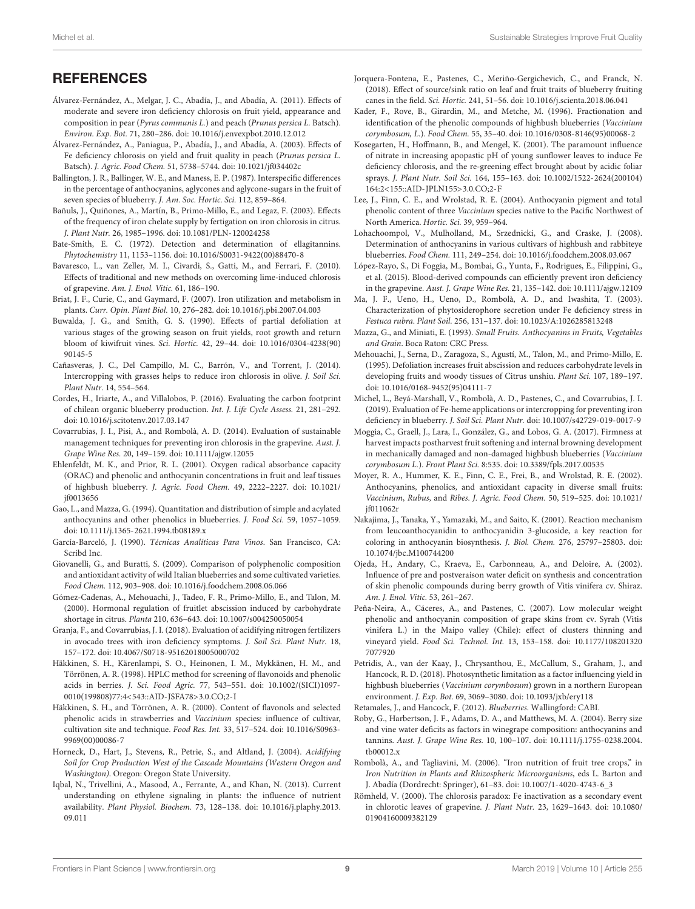## REFERENCES

Álvarez-Fernández, A., Melgar, J. C., Abadía, J., and Abadía, A. (2011). Effects of moderate and severe iron deficiency chlorosis on fruit yield, appearance and composition in pear (*Pyrus communis L.*) and peach (*Prunus persica L.* Batsch). *Environ. Exp. Bot.* 71, 280–286. doi: 10.1016/j.envexpbot.2010.12.012

Álvarez-Fernández, A., Paniagua, P., Abadía, J., and Abadía, A. (2003). Effects of Fe deficiency chlorosis on yield and fruit quality in peach (*Prunus persica L.* Batsch). *J. Agric. Food Chem.* 51, 5738–5744. doi: 10.1021/jf034402c

Ballington, J. R., Ballinger, W. E., and Maness, E. P. (1987). Interspecific differences in the percentage of anthocyanins, aglycones and aglycone-sugars in the fruit of seven species of blueberry. *J. Am. Soc. Hortic. Sci.* 112, 859–864.

Bañuls, J., Quiñones, A., Martín, B., Primo-Millo, E., and Legaz, F. (2003). Effects of the frequency of iron chelate supply by fertigation on iron chlorosis in citrus. *J. Plant Nutr.* 26, 1985–1996. doi: 10.1081/PLN-120024258

Bate-Smith, E. C. (1972). Detection and determination of ellagitannins. *Phytochemistry* 11, 1153–1156. doi: 10.1016/S0031-9422(00)88470-8

Bavaresco, L., van Zeller, M. I., Civardi, S., Gatti, M., and Ferrari, F. (2010). Effects of traditional and new methods on overcoming lime-induced chlorosis of grapevine. *Am. J. Enol. Vitic.* 61, 186–190.

Briat, J. F., Curie, C., and Gaymard, F. (2007). Iron utilization and metabolism in plants. *Curr. Opin. Plant Biol.* 10, 276–282. doi: 10.1016/j.pbi.2007.04.003

Buwalda, J. G., and Smith, G. S. (1990). Effects of partial defoliation at various stages of the growing season on fruit yields, root growth and return bloom of kiwifruit vines. *Sci. Hortic.* 42, 29–44. doi: 10.1016/0304-4238(90)90145-5

Cañasveras, J. C., Del Campillo, M. C., Barrón, V., and Torrent, J. (2014). Intercropping with grasses helps to reduce iron chlorosis in olive. *J. Soil Sci. Plant Nutr.* 14, 554–564.

Cordes, H., Iriarte, A., and Villalobos, P. (2016). Evaluating the carbon footprint of chilean organic blueberry production. *Int. J. Life Cycle Assess.* 21, 281–292. doi: 10.1016/j.scitotenv.2017.03.147

Covarrubias, J. I., Pisi, A., and Rombolà, A. D. (2014). Evaluation of sustainable management techniques for preventing iron chlorosis in the grapevine. *Aust. J. Grape Wine Res.* 20, 149–159. doi: 10.1111/ajgw.12055

Ehlenfeldt, M. K., and Prior, R. L. (2001). Oxygen radical absorbance capacity (ORAC) and phenolic and anthocyanin concentrations in fruit and leaf tissues of highbush blueberry. *J. Agric. Food Chem.* 49, 2222–2227. doi: 10.1021/jf0013656

Gao, L., and Mazza, G. (1994). Quantitation and distribution of simple and acylated anthocyanins and other phenolics in blueberries. *J. Food Sci.* 59, 1057–1059. doi: 10.1111/j.1365-2621.1994.tb08189.x

García-Barceló, J. (1990). *Técnicas Analíticas Para Vinos*. San Francisco, CA: Scribd Inc.

Giovanelli, G., and Buratti, S. (2009). Comparison of polyphenolic composition and antioxidant activity of wild Italian blueberries and some cultivated varieties. *Food Chem.* 112, 903–908. doi: 10.1016/j.foodchem.2008.06.066

Gómez-Cadenas, A., Mehouachi, J., Tadeo, F. R., Primo-Millo, E., and Talon, M. (2000). Hormonal regulation of fruitlet abscission induced by carbohydrate shortage in citrus. *Planta* 210, 636–643. doi: 10.1007/s004250050054

Granja, F., and Covarrubias, J. I. (2018). Evaluation of acidifying nitrogen fertilizers in avocado trees with iron deficiency symptoms. *J. Soil Sci. Plant Nutr.* 18, 157–172. doi: 10.4067/S0718-95162018005000702

Häkkinen, S. H., Kärenlampi, S. O., Heinonen, I. M., Mykkänen, H. M., and Törrönen, A. R. (1998). HPLC method for screening of flavonoids and phenolic acids in berries. *J. Sci. Food Agric.* 77, 543–551. doi: 10.1002/(SICI)1097-0010(199808)77:4<543::AID-JSFA78>3.0.CO;2-I

Häkkinen, S. H., and Törrönen, A. R. (2000). Content of flavonols and selected phenolic acids in strawberries and *Vaccinium* species: influence of cultivar, cultivation site and technique. *Food Res. Int.* 33, 517–524. doi: 10.1016/S0963-9969(00)00086-7

Horneck, D., Hart, J., Stevens, R., Petrie, S., and Altland, J. (2004). *Acidifying Soil for Crop Production West of the Cascade Mountains (Western Oregon and Washington)*. Oregon: Oregon State University.

Iqbal, N., Trivellini, A., Masood, A., Ferrante, A., and Khan, N. (2013). Current understanding on ethylene signaling in plants: the influence of nutrient availability. *Plant Physiol. Biochem.* 73, 128–138. doi: 10.1016/j.plaphy.2013.09.011

Jorquera-Fontena, E., Pastenes, C., Meriño-Gergichevich, C., and Franck, N. (2018). Effect of source/sink ratio on leaf and fruit traits of blueberry fruiting canes in the field. *Sci. Hortic.* 241, 51–56. doi: 10.1016/j.scienta.2018.06.041

Kader, F., Rove, B., Girardin, M., and Metche, M. (1996). Fractionation and identification of the phenolic compounds of highbush blueberries (*Vaccinium corymbosum, L.*). *Food Chem.* 55, 35–40. doi: 10.1016/0308-8146(95)00068-2

Kosegarten, H., Hoffmann, B., and Mengel, K. (2001). The paramount influence of nitrate in increasing apoplastic pH of young sunflower leaves to induce Fe deficiency chlorosis, and the re-greening effect brought about by acidic foliar sprays. *J. Plant Nutr. Soil Sci.* 164, 155–163. doi: 10.1002/1522-2624(200104)164:2<155::AID-JPLN155>3.0.CO;2-F

Lee, J., Finn, C. E., and Wrolstad, R. E. (2004). Anthocyanin pigment and total phenolic content of three *Vaccinium* species native to the Pacific Northwest of North America. *Hortic. Sci.* 39, 959–964.

Lohachoompol, V., Mulholland, M., Srzednicki, G., and Craske, J. (2008). Determination of anthocyanins in various cultivars of highbush and rabbiteye blueberries. *Food Chem.* 111, 249–254. doi: 10.1016/j.foodchem.2008.03.067

López-Rayo, S., Di Foggia, M., Bombai, G., Yunta, F., Rodrigues, E., Filippini, G., et al. (2015). Blood-derived compounds can efficiently prevent iron deficiency in the grapevine. *Aust. J. Grape Wine Res.* 21, 135–142. doi: 10.1111/ajgw.12109

Ma, J. F., Ueno, H., Ueno, D., Rombolà, A. D., and Iwashita, T. (2003). Characterization of phytosiderophore secretion under Fe deficiency stress in *Festuca rubra*. *Plant Soil.* 256, 131–137. doi: 10.1023/A:1026285813248

Mazza, G., and Miniati, E. (1993). *Small Fruits. Anthocyanins in Fruits, Vegetables and Grain*. Boca Raton: CRC Press.

Mehouachi, J., Serna, D., Zaragoza, S., Agustí, M., Talon, M., and Primo-Millo, E. (1995). Defoliation increases fruit abscission and reduces carbohydrate levels in developing fruits and woody tissues of Citrus unshiu. *Plant Sci.* 107, 189–197. doi: 10.1016/0168-9452(95)04111-7

Michel, L., Beyá-Marshall, V., Rombolà, A. D., Pastenes, C., and Covarrubias, J. I. (2019). Evaluation of Fe-heme applications or intercropping for preventing iron deficiency in blueberry. *J. Soil Sci. Plant Nutr.* doi: 10.1007/s42729-019-0017-9

Moggia, C., Graell, J., Lara, I., González, G., and Lobos, G. A. (2017). Firmness at harvest impacts postharvest fruit softening and internal browning development in mechanically damaged and non-damaged highbush blueberries (*Vaccinium corymbosum L.*). *Front Plant Sci.* 8:535. doi: 10.3389/fpls.2017.00535

Moyer, R. A., Hummer, K. E., Finn, C. E., Frei, B., and Wrolstad, R. E. (2002). Anthocyanins, phenolics, and antioxidant capacity in diverse small fruits: *Vaccinium*, *Rubus*, and *Ribes*. *J. Agric. Food Chem.* 50, 519–525. doi: 10.1021/jf011062r

Nakajima, J., Tanaka, Y., Yamazaki, M., and Saito, K. (2001). Reaction mechanism from leucoanthocyanidin to anthocyanidin 3-glucoside, a key reaction for coloring in anthocyanin biosynthesis. *J. Biol. Chem.* 276, 25797–25803. doi: 10.1074/jbc.M100744200

Ojeda, H., Andary, C., Kraeva, E., Carbonneau, A., and Deloire, A. (2002). Influence of pre and postveraison water deficit on synthesis and concentration of skin phenolic compounds during berry growth of Vitis vinifera cv. Shiraz. *Am. J. Enol. Vitic.* 53, 261–267.

Peña-Neira, A., Cáceres, A., and Pastenes, C. (2007). Low molecular weight phenolic and anthocyanin composition of grape skins from cv. Syrah (Vitis vinifera L.) in the Maipo valley (Chile): effect of clusters thinning and vineyard yield. *Food Sci. Technol. Int.* 13, 153–158. doi: 10.1177/1082013207077920

Petridis, A., van der Kaay, J., Chrysanthou, E., McCallum, S., Graham, J., and Hancock, R. D. (2018). Photosynthetic limitation as a factor influencing yield in highbush blueberries (*Vaccinium corymbosum*) grown in a northern European environment. *J. Exp. Bot.* 69, 3069–3080. doi: 10.1093/jxb/ery118

Retamales, J., and Hancock, F. (2012). *Blueberries*. Wallingford: CABI.

Roby, G., Harbertson, J. F., Adams, D. A., and Matthews, M. A. (2004). Berry size and vine water deficits as factors in winegrape composition: anthocyanins and tannins. *Aust. J. Grape Wine Res.* 10, 100–107. doi: 10.1111/j.1755-0238.2004.tb00012.x

Rombolà, A., and Tagliavini, M. (2006). "Iron nutrition of fruit tree crops," in *Iron Nutrition in Plants and Rhizospheric Microorganisms*, eds L. Barton and J. Abadía (Dordrecht: Springer), 61–83. doi: 10.1007/1-4020-4743-6_3

Römheld, V. (2000). The chlorosis paradox: Fe inactivation as a secondary event in chlorotic leaves of grapevine. *J. Plant Nutr.* 23, 1629–1643. doi: 10.1080/01904160009382129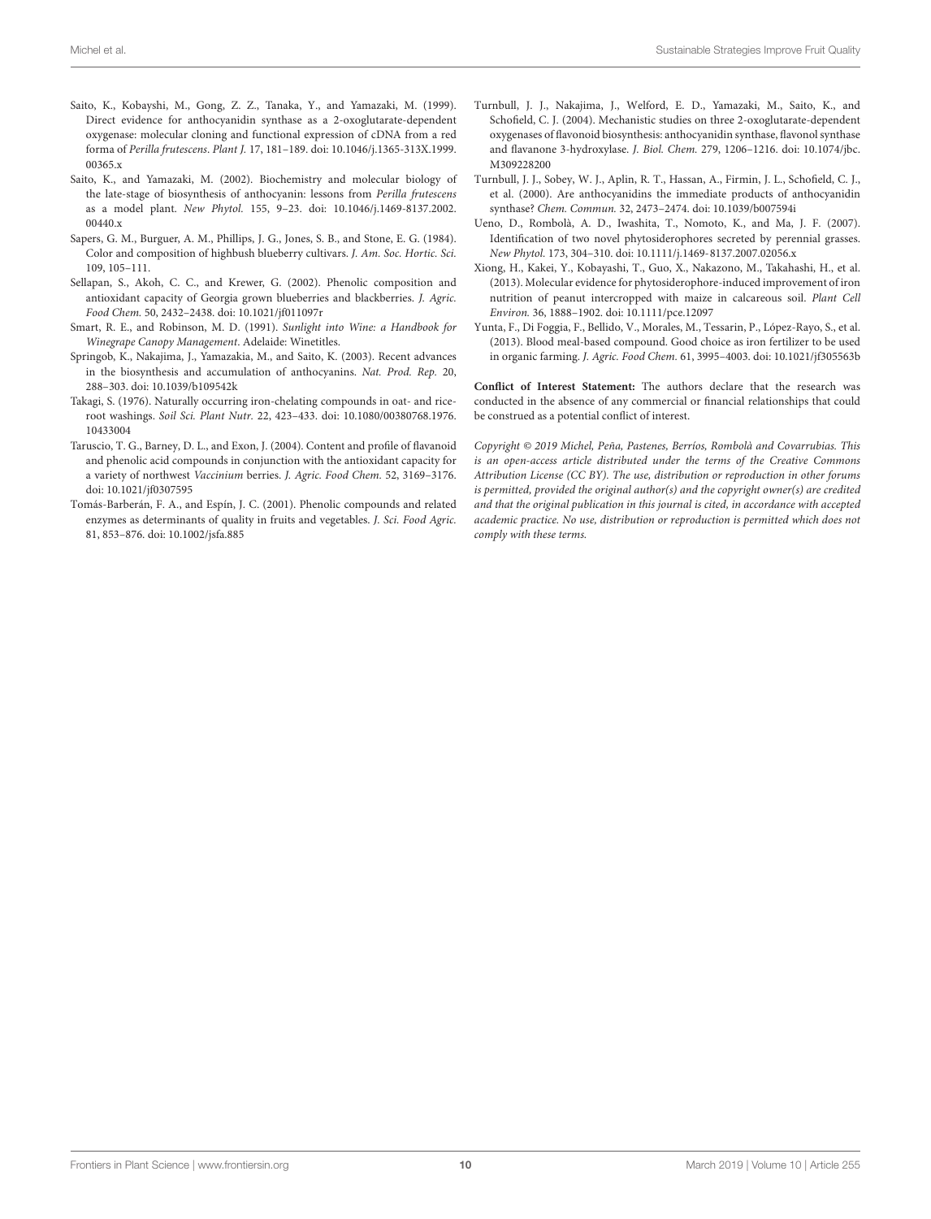Saito, K., Kobayshi, M., Gong, Z. Z., Tanaka, Y., and Yamazaki, M. (1999). Direct evidence for anthocyanidin synthase as a 2-oxoglutarate-dependent oxygenase: molecular cloning and functional expression of cDNA from a red forma of *Perilla frutescens*. *Plant J.* 17, 181–189. doi: 10.1046/j.1365-313X.1999.00365.x

Saito, K., and Yamazaki, M. (2002). Biochemistry and molecular biology of the late-stage of biosynthesis of anthocyanin: lessons from *Perilla frutescens* as a model plant. *New Phytol.* 155, 9–23. doi: 10.1046/j.1469-8137.2002.00440.x

Sapers, G. M., Burguer, A. M., Phillips, J. G., Jones, S. B., and Stone, E. G. (1984). Color and composition of highbush blueberry cultivars. *J. Am. Soc. Hortic. Sci.* 109, 105–111.

Sellapan, S., Akoh, C. C., and Krewer, G. (2002). Phenolic composition and antioxidant capacity of Georgia grown blueberries and blackberries. *J. Agric. Food Chem.* 50, 2432–2438. doi: 10.1021/jf011097r

Smart, R. E., and Robinson, M. D. (1991). *Sunlight into Wine: a Handbook for Winegrape Canopy Management*. Adelaide: Winetitles.

Springob, K., Nakajima, J., Yamazakia, M., and Saito, K. (2003). Recent advances in the biosynthesis and accumulation of anthocyanins. *Nat. Prod. Rep.* 20, 288–303. doi: 10.1039/b109542k

Takagi, S. (1976). Naturally occurring iron-chelating compounds in oat- and rice-root washings. *Soil Sci. Plant Nutr.* 22, 423–433. doi: 10.1080/00380768.1976.10433004

Taruscio, T. G., Barney, D. L., and Exon, J. (2004). Content and profile of flavanoid and phenolic acid compounds in conjunction with the antioxidant capacity for a variety of northwest *Vaccinium* berries. *J. Agric. Food Chem.* 52, 3169–3176. doi: 10.1021/jf0307595

Tomás-Barberán, F. A., and Espín, J. C. (2001). Phenolic compounds and related enzymes as determinants of quality in fruits and vegetables. *J. Sci. Food Agric.* 81, 853–876. doi: 10.1002/jsfa.885

Turnbull, J. J., Nakajima, J., Welford, E. D., Yamazaki, M., Saito, K., and Schofield, C. J. (2004). Mechanistic studies on three 2-oxoglutarate-dependent oxygenases of flavonoid biosynthesis: anthocyanidin synthase, flavonol synthase and flavanone 3-hydroxylase. *J. Biol. Chem.* 279, 1206–1216. doi: 10.1074/jbc.M309228200

Turnbull, J. J., Sobey, W. J., Aplin, R. T., Hassan, A., Firmin, J. L., Schofield, C. J., et al. (2000). Are anthocyanidins the immediate products of anthocyanidin synthase? *Chem. Commun.* 32, 2473–2474. doi: 10.1039/b007594i

Ueno, D., Rombolà, A. D., Iwashita, T., Nomoto, K., and Ma, J. F. (2007). Identification of two novel phytosiderophores secreted by perennial grasses. *New Phytol.* 173, 304–310. doi: 10.1111/j.1469-8137.2007.02056.x

Xiong, H., Kakei, Y., Kobayashi, T., Guo, X., Nakazono, M., Takahashi, H., et al. (2013). Molecular evidence for phytosiderophore-induced improvement of iron nutrition of peanut intercropped with maize in calcareous soil. *Plant Cell Environ.* 36, 1888–1902. doi: 10.1111/pce.12097

Yunta, F., Di Foggia, F., Bellido, V., Morales, M., Tessarin, P., López-Rayo, S., et al. (2013). Blood meal-based compound. Good choice as iron fertilizer to be used in organic farming. *J. Agric. Food Chem.* 61, 3995–4003. doi: 10.1021/jf305563b

**Conflict of Interest Statement:** The authors declare that the research was conducted in the absence of any commercial or financial relationships that could be construed as a potential conflict of interest.

*Copyright © 2019 Michel, Peña, Pastenes, Berríos, Rombolà and Covarrubias. This is an open-access article distributed under the terms of the Creative Commons Attribution License (CC BY). The use, distribution or reproduction in other forums is permitted, provided the original author(s) and the copyright owner(s) are credited and that the original publication in this journal is cited, in accordance with accepted academic practice. No use, distribution or reproduction is permitted which does not comply with these terms.*